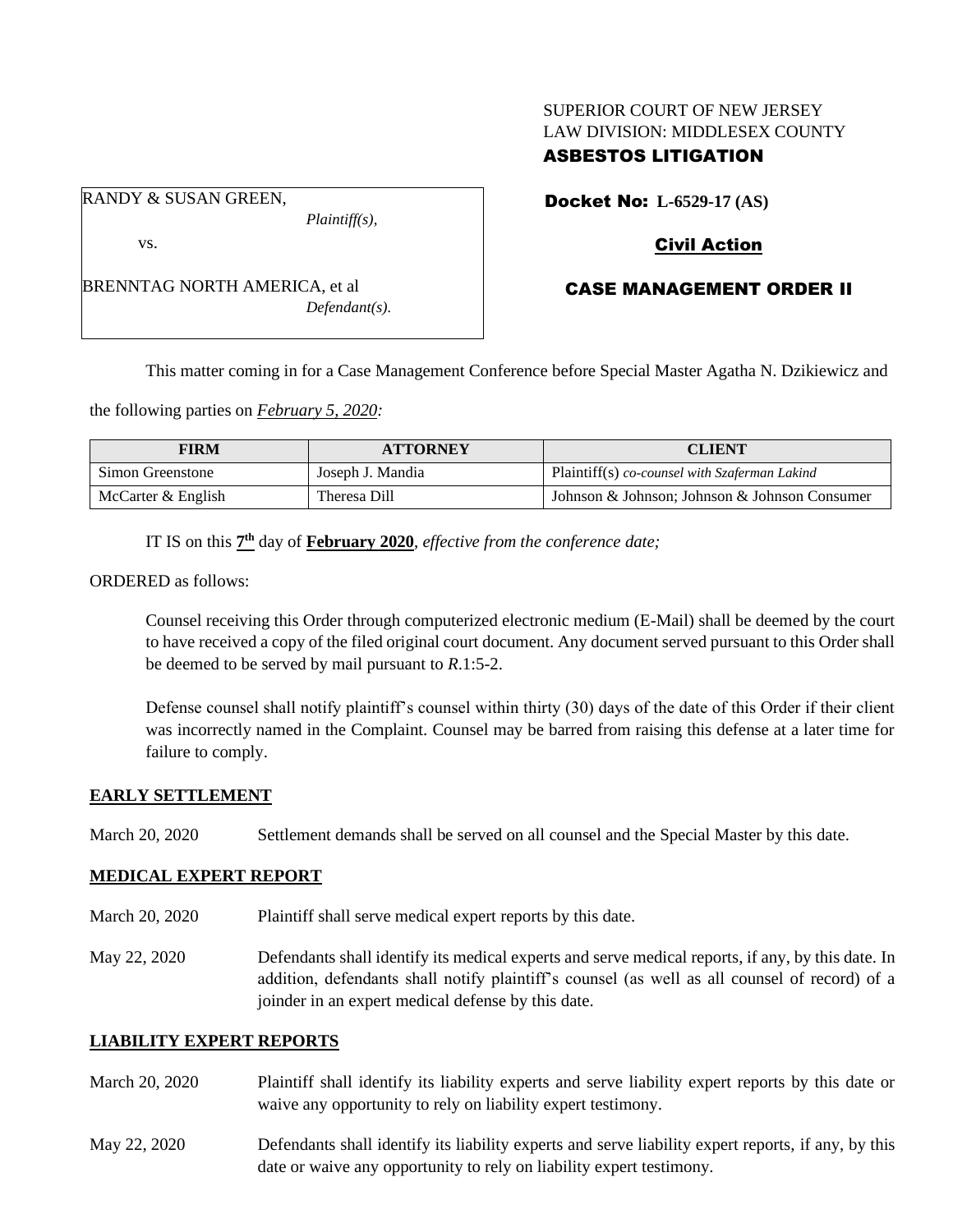SUPERIOR COURT OF NEW JERSEY
LAW DIVISION: MIDDLESEX COUNTY
**ASBESTOS LITIGATION**

RANDY & SUSAN GREEN,
*Plaintiff(s),*

vs.

BRENNTAG NORTH AMERICA, et al
*Defendant(s).*

**Docket No: L-6529-17 (AS)**

**Civil Action**

**CASE MANAGEMENT ORDER II**

This matter coming in for a Case Management Conference before Special Master Agatha N. Dzikiewicz and the following parties on *February 5, 2020:*

| FIRM | ATTORNEY | CLIENT |
| --- | --- | --- |
| Simon Greenstone | Joseph J. Mandia | Plaintiff(s) *co-counsel with Szaferman Lakind* |
| McCarter & English | Theresa Dill | Johnson & Johnson; Johnson & Johnson Consumer |

IT IS on this **7th** day of **February 2020**, *effective from the conference date;*

ORDERED as follows:

Counsel receiving this Order through computerized electronic medium (E-Mail) shall be deemed by the court to have received a copy of the filed original court document. Any document served pursuant to this Order shall be deemed to be served by mail pursuant to *R*.1:5-2.

Defense counsel shall notify plaintiff's counsel within thirty (30) days of the date of this Order if their client was incorrectly named in the Complaint. Counsel may be barred from raising this defense at a later time for failure to comply.

**EARLY SETTLEMENT**

March 20, 2020 Settlement demands shall be served on all counsel and the Special Master by this date.

**MEDICAL EXPERT REPORT**

March 20, 2020 Plaintiff shall serve medical expert reports by this date.

May 22, 2020 Defendants shall identify its medical experts and serve medical reports, if any, by this date. In addition, defendants shall notify plaintiff's counsel (as well as all counsel of record) of a joinder in an expert medical defense by this date.

**LIABILITY EXPERT REPORTS**

March 20, 2020 Plaintiff shall identify its liability experts and serve liability expert reports by this date or waive any opportunity to rely on liability expert testimony.

May 22, 2020 Defendants shall identify its liability experts and serve liability expert reports, if any, by this date or waive any opportunity to rely on liability expert testimony.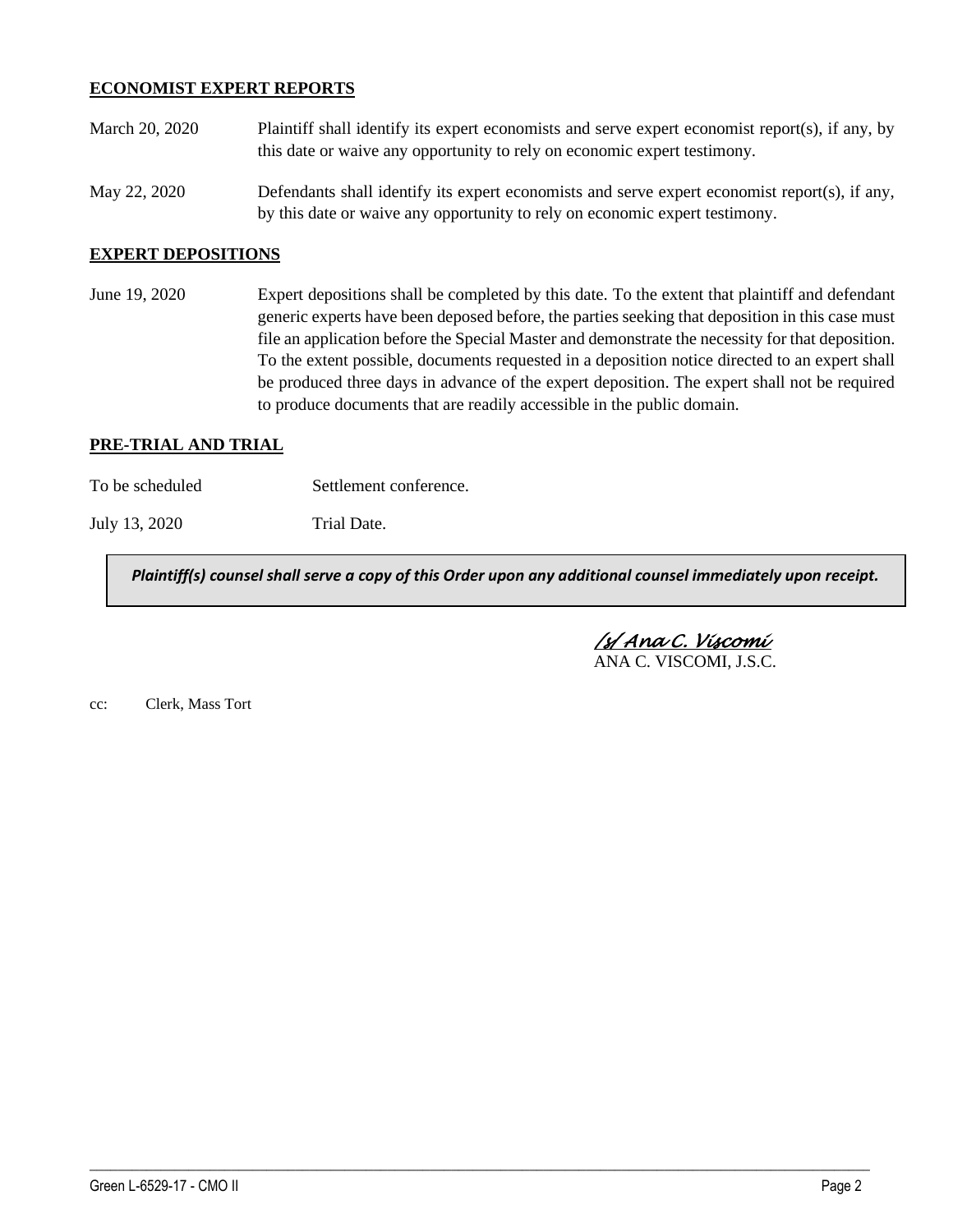**ECONOMIST EXPERT REPORTS**

| | |
|---|---|
| March 20, 2020 | Plaintiff shall identify its expert economists and serve expert economist report(s), if any, by this date or waive any opportunity to rely on economic expert testimony. |
| May 22, 2020 | Defendants shall identify its expert economists and serve expert economist report(s), if any, by this date or waive any opportunity to rely on economic expert testimony. |

**EXPERT DEPOSITIONS**

| | |
|---|---|
| June 19, 2020 | Expert depositions shall be completed by this date. To the extent that plaintiff and defendant generic experts have been deposed before, the parties seeking that deposition in this case must file an application before the Special Master and demonstrate the necessity for that deposition. To the extent possible, documents requested in a deposition notice directed to an expert shall be produced three days in advance of the expert deposition. The expert shall not be required to produce documents that are readily accessible in the public domain. |

**PRE-TRIAL AND TRIAL**

| | |
|---|---|
| To be scheduled | Settlement conference. |
| July 13, 2020 | Trial Date. |

***Plaintiff(s) counsel shall serve a copy of this Order upon any additional counsel immediately upon receipt.***

/s/ Ana C. Viscomi
ANA C. VISCOMI, J.S.C.

cc: Clerk, Mass Tort